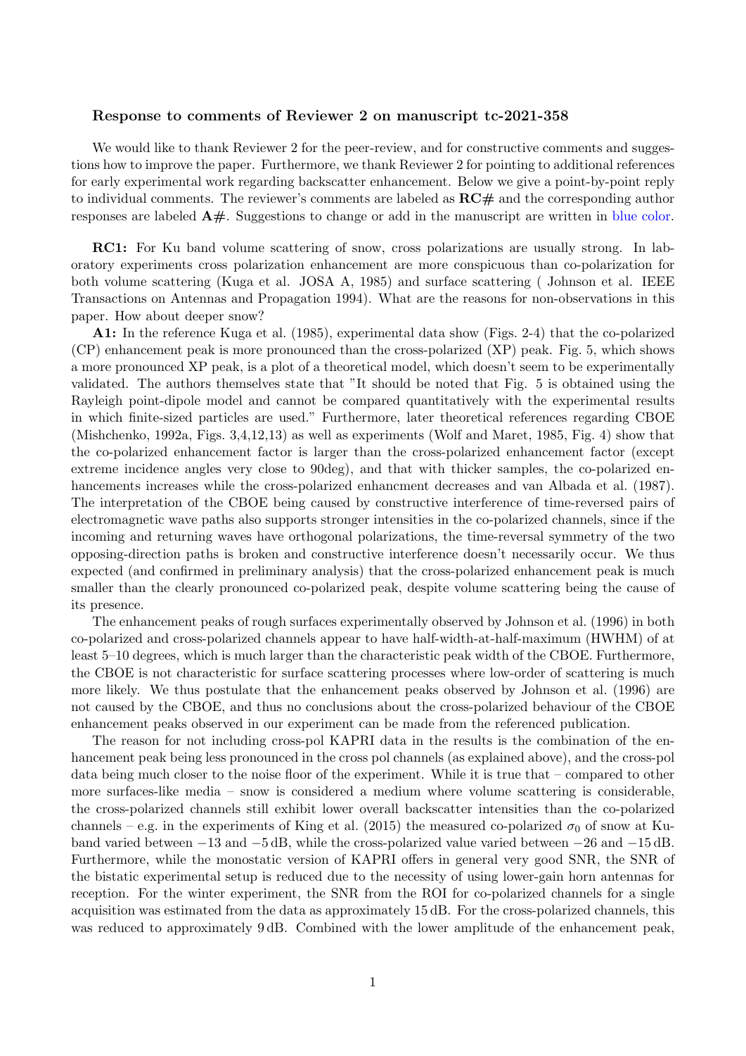### Response to comments of Reviewer 2 on manuscript tc-2021-358

We would like to thank Reviewer 2 for the peer-review, and for constructive comments and suggestions how to improve the paper. Furthermore, we thank Reviewer 2 for pointing to additional references for early experimental work regarding backscatter enhancement. Below we give a point-by-point reply to individual comments. The reviewer's comments are labeled as **RC#** and the corresponding author responses are labeled **A#**. Suggestions to change or add in the manuscript are written in blue color.

**RC1:** For Ku band volume scattering of snow, cross polarizations are usually strong. In laboratory experiments cross polarization enhancement are more conspicuous than co-polarization for both volume scattering (Kuga et al. JOSA A, 1985) and surface scattering ( Johnson et al. IEEE Transactions on Antennas and Propagation 1994). What are the reasons for non-observations in this paper. How about deeper snow?

**A1:** In the reference Kuga et al. (1985), experimental data show (Figs. 2-4) that the co-polarized (CP) enhancement peak is more pronounced than the cross-polarized (XP) peak. Fig. 5, which shows a more pronounced XP peak, is a plot of a theoretical model, which doesn't seem to be experimentally validated. The authors themselves state that "It should be noted that Fig. 5 is obtained using the Rayleigh point-dipole model and cannot be compared quantitatively with the experimental results in which finite-sized particles are used." Furthermore, later theoretical references regarding CBOE (Mishchenko, 1992a, Figs. 3,4,12,13) as well as experiments (Wolf and Maret, 1985, Fig. 4) show that the co-polarized enhancement factor is larger than the cross-polarized enhancement factor (except extreme incidence angles very close to 90deg), and that with thicker samples, the co-polarized enhancements increases while the cross-polarized enhancment decreases and van Albada et al. (1987). The interpretation of the CBOE being caused by constructive interference of time-reversed pairs of electromagnetic wave paths also supports stronger intensities in the co-polarized channels, since if the incoming and returning waves have orthogonal polarizations, the time-reversal symmetry of the two opposing-direction paths is broken and constructive interference doesn't necessarily occur. We thus expected (and confirmed in preliminary analysis) that the cross-polarized enhancement peak is much smaller than the clearly pronounced co-polarized peak, despite volume scattering being the cause of its presence.

The enhancement peaks of rough surfaces experimentally observed by Johnson et al. (1996) in both co-polarized and cross-polarized channels appear to have half-width-at-half-maximum (HWHM) of at least 5–10 degrees, which is much larger than the characteristic peak width of the CBOE. Furthermore, the CBOE is not characteristic for surface scattering processes where low-order of scattering is much more likely. We thus postulate that the enhancement peaks observed by Johnson et al. (1996) are not caused by the CBOE, and thus no conclusions about the cross-polarized behaviour of the CBOE enhancement peaks observed in our experiment can be made from the referenced publication.

The reason for not including cross-pol KAPRI data in the results is the combination of the enhancement peak being less pronounced in the cross pol channels (as explained above), and the cross-pol data being much closer to the noise floor of the experiment. While it is true that – compared to other more surfaces-like media – snow is considered a medium where volume scattering is considerable, the cross-polarized channels still exhibit lower overall backscatter intensities than the co-polarized channels – e.g. in the experiments of King et al. (2015) the measured co-polarized $\sigma_0$ of snow at Ku-band varied between $-13$ and $-5$ dB, while the cross-polarized value varied between $-26$ and $-15$ dB. Furthermore, while the monostatic version of KAPRI offers in general very good SNR, the SNR of the bistatic experimental setup is reduced due to the necessity of using lower-gain horn antennas for reception. For the winter experiment, the SNR from the ROI for co-polarized channels for a single acquisition was estimated from the data as approximately 15 dB. For the cross-polarized channels, this was reduced to approximately 9 dB. Combined with the lower amplitude of the enhancement peak,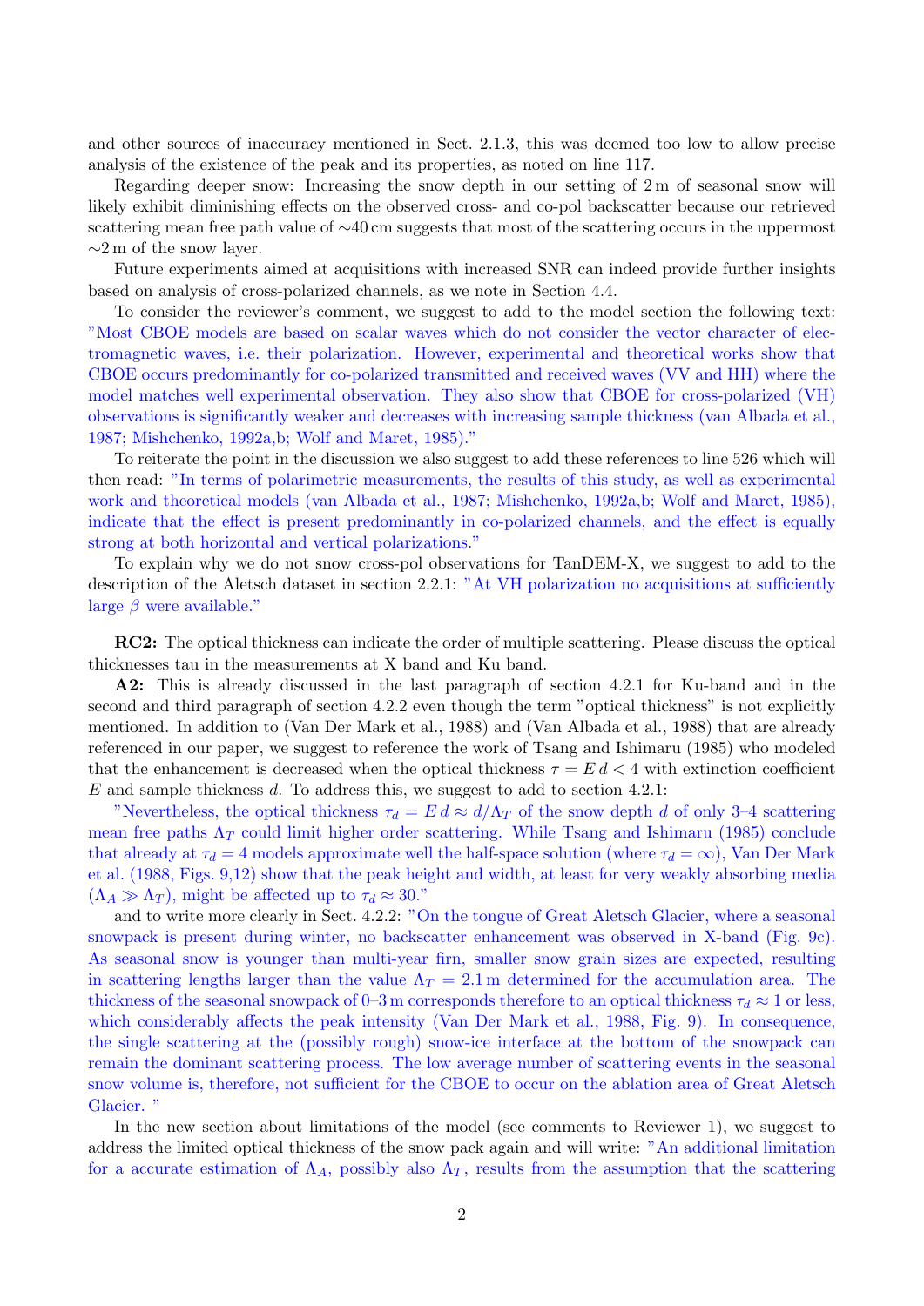and other sources of inaccuracy mentioned in Sect. 2.1.3, this was deemed too low to allow precise analysis of the existence of the peak and its properties, as noted on line 117.

Regarding deeper snow: Increasing the snow depth in our setting of 2 m of seasonal snow will likely exhibit diminishing effects on the observed cross- and co-pol backscatter because our retrieved scattering mean free path value of ∼40 cm suggests that most of the scattering occurs in the uppermost ∼2 m of the snow layer.

Future experiments aimed at acquisitions with increased SNR can indeed provide further insights based on analysis of cross-polarized channels, as we note in Section 4.4.

To consider the reviewer's comment, we suggest to add to the model section the following text: "Most CBOE models are based on scalar waves which do not consider the vector character of electromagnetic waves, i.e. their polarization. However, experimental and theoretical works show that CBOE occurs predominantly for co-polarized transmitted and received waves (VV and HH) where the model matches well experimental observation. They also show that CBOE for cross-polarized (VH) observations is significantly weaker and decreases with increasing sample thickness (van Albada et al., 1987; Mishchenko, 1992a,b; Wolf and Maret, 1985)."

To reiterate the point in the discussion we also suggest to add these references to line 526 which will then read: "In terms of polarimetric measurements, the results of this study, as well as experimental work and theoretical models (van Albada et al., 1987; Mishchenko, 1992a,b; Wolf and Maret, 1985), indicate that the effect is present predominantly in co-polarized channels, and the effect is equally strong at both horizontal and vertical polarizations."

To explain why we do not snow cross-pol observations for TanDEM-X, we suggest to add to the description of the Aletsch dataset in section 2.2.1: "At VH polarization no acquisitions at sufficiently large $\beta$ were available."

**RC2:** The optical thickness can indicate the order of multiple scattering. Please discuss the optical thicknesses tau in the measurements at X band and Ku band.

**A2:** This is already discussed in the last paragraph of section 4.2.1 for Ku-band and in the second and third paragraph of section 4.2.2 even though the term "optical thickness" is not explicitly mentioned. In addition to (Van Der Mark et al., 1988) and (Van Albada et al., 1988) that are already referenced in our paper, we suggest to reference the work of Tsang and Ishimaru (1985) who modeled that the enhancement is decreased when the optical thickness $\tau = E\,d < 4$ with extinction coefficient $E$ and sample thickness $d$. To address this, we suggest to add to section 4.2.1:

"Nevertheless, the optical thickness $\tau_d = E\,d \approx d/\Lambda_T$ of the snow depth $d$ of only 3–4 scattering mean free paths $\Lambda_T$ could limit higher order scattering. While Tsang and Ishimaru (1985) conclude that already at $\tau_d = 4$ models approximate well the half-space solution (where $\tau_d = \infty$), Van Der Mark et al. (1988, Figs. 9,12) show that the peak height and width, at least for very weakly absorbing media ($\Lambda_A \gg \Lambda_T$), might be affected up to $\tau_d \approx 30$."

and to write more clearly in Sect. 4.2.2: "On the tongue of Great Aletsch Glacier, where a seasonal snowpack is present during winter, no backscatter enhancement was observed in X-band (Fig. 9c). As seasonal snow is younger than multi-year firn, smaller snow grain sizes are expected, resulting in scattering lengths larger than the value $\Lambda_T = 2.1$ m determined for the accumulation area. The thickness of the seasonal snowpack of 0–3 m corresponds therefore to an optical thickness $\tau_d \approx 1$ or less, which considerably affects the peak intensity (Van Der Mark et al., 1988, Fig. 9). In consequence, the single scattering at the (possibly rough) snow-ice interface at the bottom of the snowpack can remain the dominant scattering process. The low average number of scattering events in the seasonal snow volume is, therefore, not sufficient for the CBOE to occur on the ablation area of Great Aletsch Glacier. "

In the new section about limitations of the model (see comments to Reviewer 1), we suggest to address the limited optical thickness of the snow pack again and will write: "An additional limitation for a accurate estimation of $\Lambda_A$, possibly also $\Lambda_T$, results from the assumption that the scattering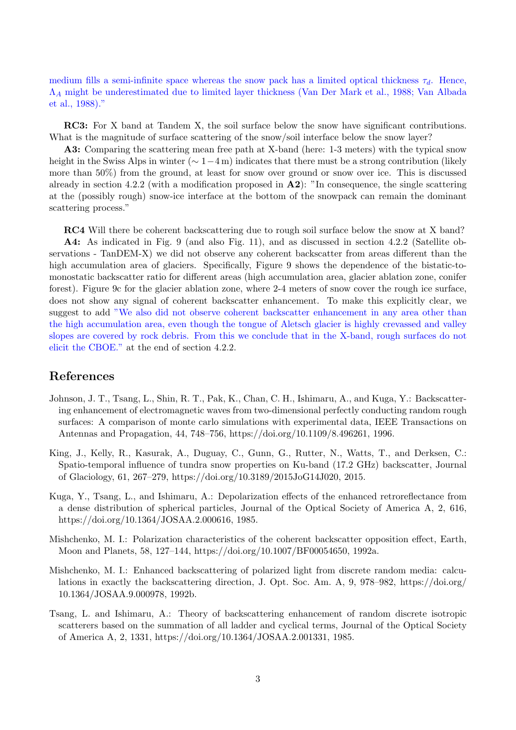medium fills a semi-infinite space whereas the snow pack has a limited optical thickness $\tau_d$. Hence, $\Lambda_A$ might be underestimated due to limited layer thickness (Van Der Mark et al., 1988; Van Albada et al., 1988)."

**RC3:** For X band at Tandem X, the soil surface below the snow have significant contributions. What is the magnitude of surface scattering of the snow/soil interface below the snow layer?

**A3:** Comparing the scattering mean free path at X-band (here: 1-3 meters) with the typical snow height in the Swiss Alps in winter ($\sim 1-4\,\mathrm{m}$) indicates that there must be a strong contribution (likely more than 50%) from the ground, at least for snow over ground or snow over ice. This is discussed already in section 4.2.2 (with a modification proposed in **A2**): "In consequence, the single scattering at the (possibly rough) snow-ice interface at the bottom of the snowpack can remain the dominant scattering process."

**RC4** Will there be coherent backscattering due to rough soil surface below the snow at X band?

**A4:** As indicated in Fig. 9 (and also Fig. 11), and as discussed in section 4.2.2 (Satellite observations - TanDEM-X) we did not observe any coherent backscatter from areas different than the high accumulation area of glaciers. Specifically, Figure 9 shows the dependence of the bistatic-to-monostatic backscatter ratio for different areas (high accumulation area, glacier ablation zone, conifer forest). Figure 9c for the glacier ablation zone, where 2-4 meters of snow cover the rough ice surface, does not show any signal of coherent backscatter enhancement. To make this explicitly clear, we suggest to add "We also did not observe coherent backscatter enhancement in any area other than the high accumulation area, even though the tongue of Aletsch glacier is highly crevassed and valley slopes are covered by rock debris. From this we conclude that in the X-band, rough surfaces do not elicit the CBOE." at the end of section 4.2.2.

## References

Johnson, J. T., Tsang, L., Shin, R. T., Pak, K., Chan, C. H., Ishimaru, A., and Kuga, Y.: Backscattering enhancement of electromagnetic waves from two-dimensional perfectly conducting random rough surfaces: A comparison of monte carlo simulations with experimental data, IEEE Transactions on Antennas and Propagation, 44, 748–756, https://doi.org/10.1109/8.496261, 1996.

King, J., Kelly, R., Kasurak, A., Duguay, C., Gunn, G., Rutter, N., Watts, T., and Derksen, C.: Spatio-temporal influence of tundra snow properties on Ku-band (17.2 GHz) backscatter, Journal of Glaciology, 61, 267–279, https://doi.org/10.3189/2015JoG14J020, 2015.

Kuga, Y., Tsang, L., and Ishimaru, A.: Depolarization effects of the enhanced retroreflectance from a dense distribution of spherical particles, Journal of the Optical Society of America A, 2, 616, https://doi.org/10.1364/JOSAA.2.000616, 1985.

Mishchenko, M. I.: Polarization characteristics of the coherent backscatter opposition effect, Earth, Moon and Planets, 58, 127–144, https://doi.org/10.1007/BF00054650, 1992a.

Mishchenko, M. I.: Enhanced backscattering of polarized light from discrete random media: calculations in exactly the backscattering direction, J. Opt. Soc. Am. A, 9, 978–982, https://doi.org/10.1364/JOSAA.9.000978, 1992b.

Tsang, L. and Ishimaru, A.: Theory of backscattering enhancement of random discrete isotropic scatterers based on the summation of all ladder and cyclical terms, Journal of the Optical Society of America A, 2, 1331, https://doi.org/10.1364/JOSAA.2.001331, 1985.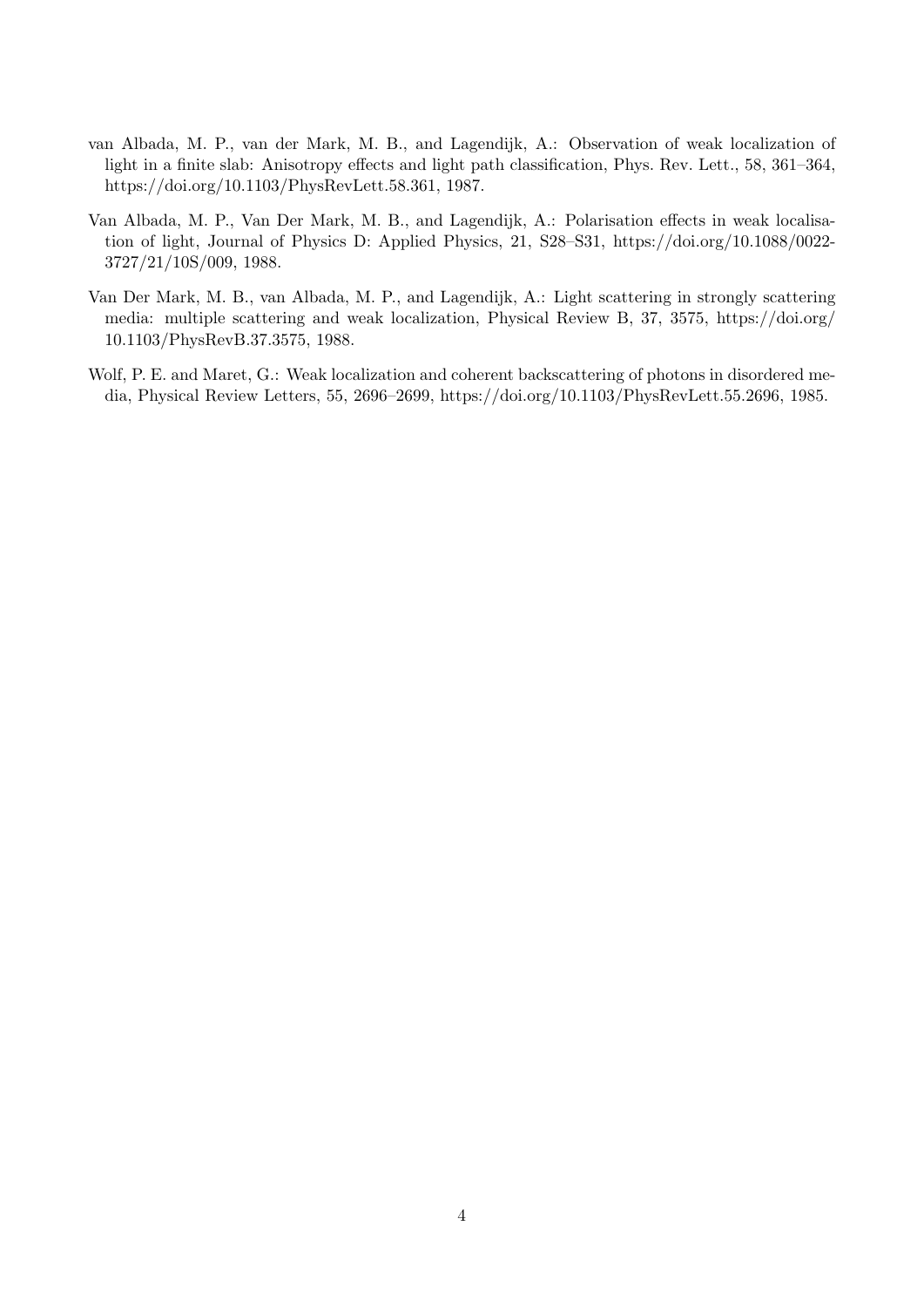van Albada, M. P., van der Mark, M. B., and Lagendijk, A.: Observation of weak localization of light in a finite slab: Anisotropy effects and light path classification, Phys. Rev. Lett., 58, 361–364, https://doi.org/10.1103/PhysRevLett.58.361, 1987.

Van Albada, M. P., Van Der Mark, M. B., and Lagendijk, A.: Polarisation effects in weak localisation of light, Journal of Physics D: Applied Physics, 21, S28–S31, https://doi.org/10.1088/0022-3727/21/10S/009, 1988.

Van Der Mark, M. B., van Albada, M. P., and Lagendijk, A.: Light scattering in strongly scattering media: multiple scattering and weak localization, Physical Review B, 37, 3575, https://doi.org/10.1103/PhysRevB.37.3575, 1988.

Wolf, P. E. and Maret, G.: Weak localization and coherent backscattering of photons in disordered media, Physical Review Letters, 55, 2696–2699, https://doi.org/10.1103/PhysRevLett.55.2696, 1985.